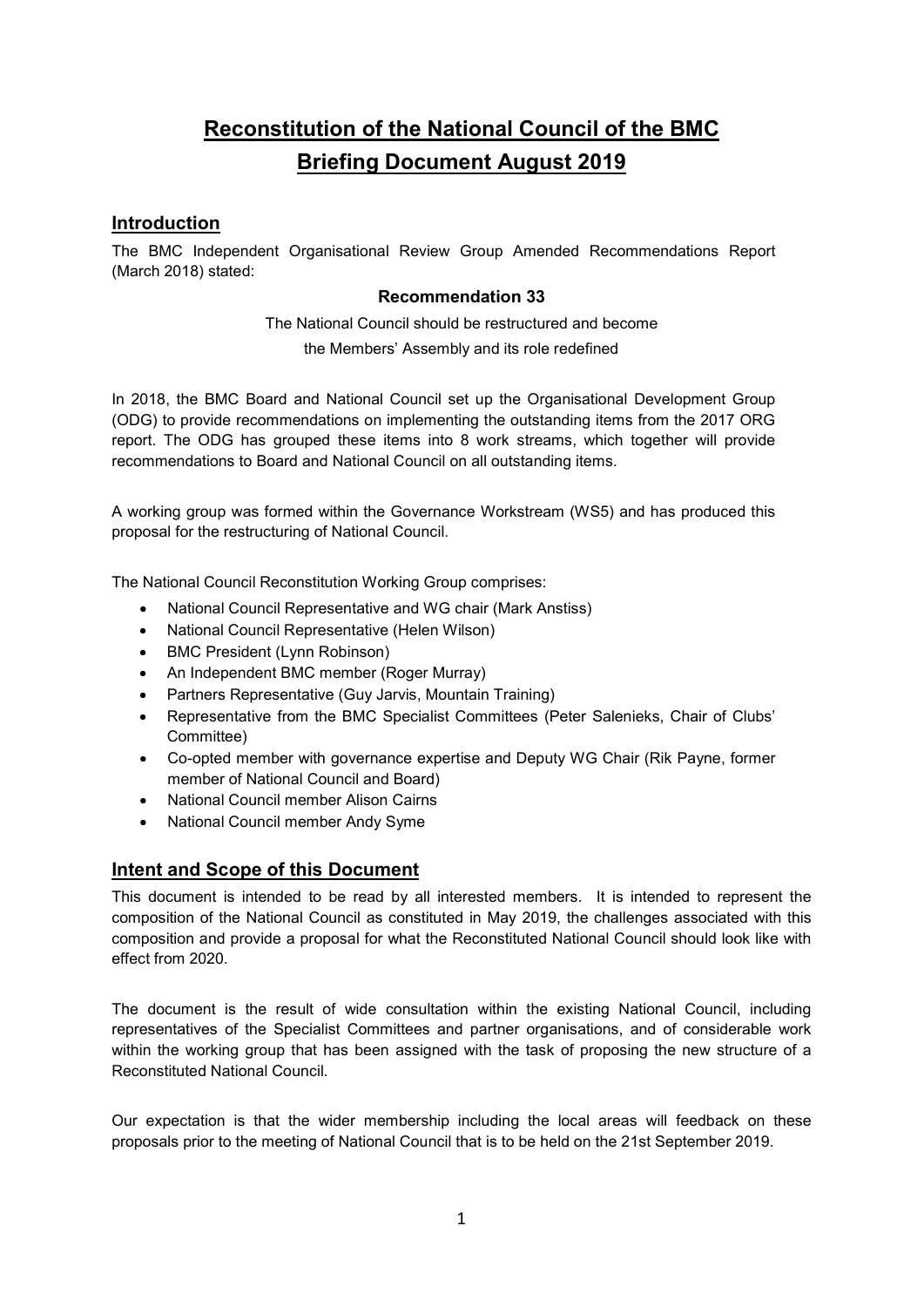# Reconstitution of the National Council of the BMC
# Briefing Document August 2019

## Introduction

The BMC Independent Organisational Review Group Amended Recommendations Report (March 2018) stated:

**Recommendation 33**

The National Council should be restructured and become
the Members' Assembly and its role redefined

In 2018, the BMC Board and National Council set up the Organisational Development Group (ODG) to provide recommendations on implementing the outstanding items from the 2017 ORG report. The ODG has grouped these items into 8 work streams, which together will provide recommendations to Board and National Council on all outstanding items.

A working group was formed within the Governance Workstream (WS5) and has produced this proposal for the restructuring of National Council.

The National Council Reconstitution Working Group comprises:

- National Council Representative and WG chair (Mark Anstiss)
- National Council Representative (Helen Wilson)
- BMC President (Lynn Robinson)
- An Independent BMC member (Roger Murray)
- Partners Representative (Guy Jarvis, Mountain Training)
- Representative from the BMC Specialist Committees (Peter Salenieks, Chair of Clubs' Committee)
- Co-opted member with governance expertise and Deputy WG Chair (Rik Payne, former member of National Council and Board)
- National Council member Alison Cairns
- National Council member Andy Syme

## Intent and Scope of this Document

This document is intended to be read by all interested members. It is intended to represent the composition of the National Council as constituted in May 2019, the challenges associated with this composition and provide a proposal for what the Reconstituted National Council should look like with effect from 2020.

The document is the result of wide consultation within the existing National Council, including representatives of the Specialist Committees and partner organisations, and of considerable work within the working group that has been assigned with the task of proposing the new structure of a Reconstituted National Council.

Our expectation is that the wider membership including the local areas will feedback on these proposals prior to the meeting of National Council that is to be held on the 21st September 2019.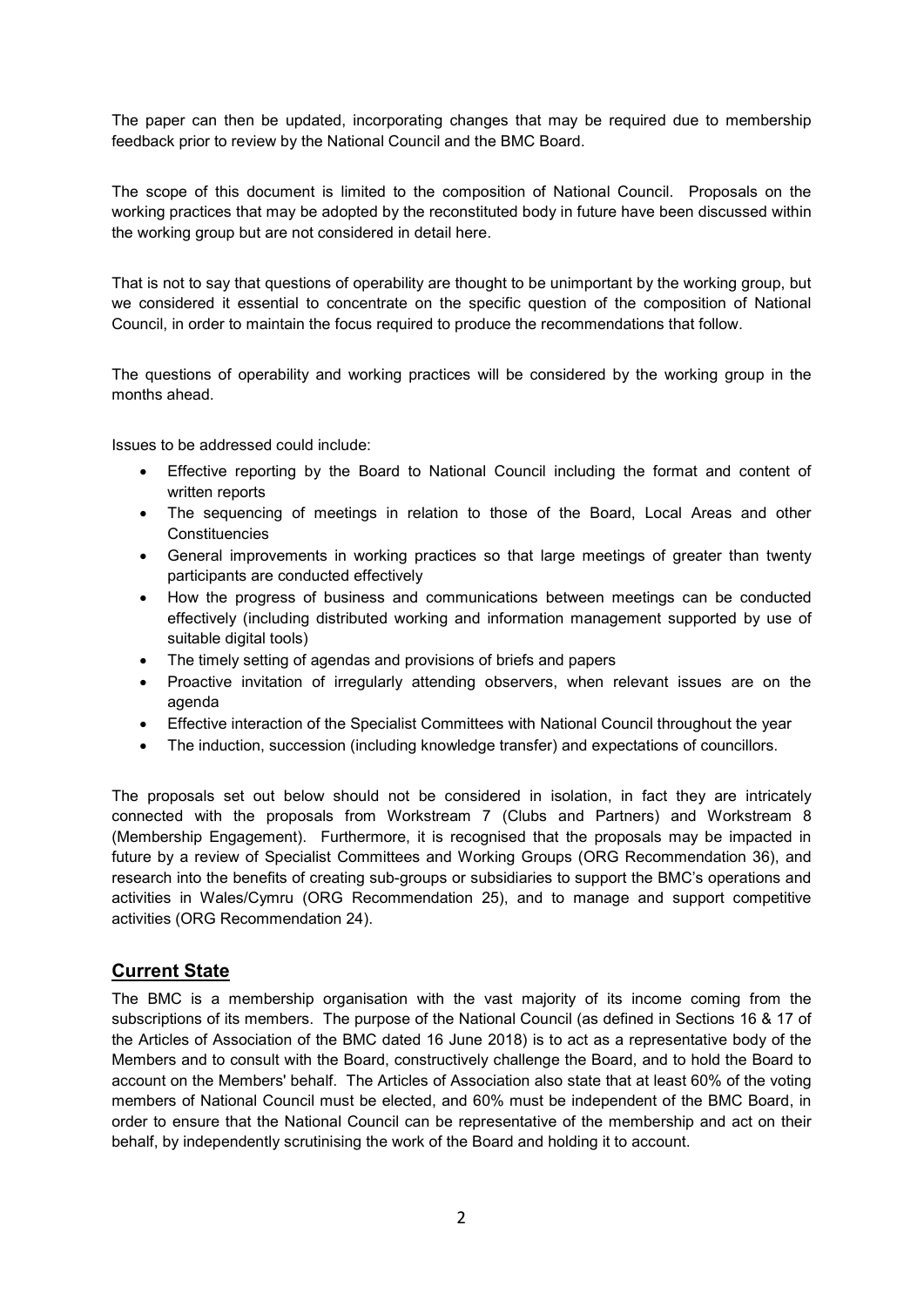The paper can then be updated, incorporating changes that may be required due to membership feedback prior to review by the National Council and the BMC Board.

The scope of this document is limited to the composition of National Council. Proposals on the working practices that may be adopted by the reconstituted body in future have been discussed within the working group but are not considered in detail here.

That is not to say that questions of operability are thought to be unimportant by the working group, but we considered it essential to concentrate on the specific question of the composition of National Council, in order to maintain the focus required to produce the recommendations that follow.

The questions of operability and working practices will be considered by the working group in the months ahead.

Issues to be addressed could include:

- Effective reporting by the Board to National Council including the format and content of written reports
- The sequencing of meetings in relation to those of the Board, Local Areas and other Constituencies
- General improvements in working practices so that large meetings of greater than twenty participants are conducted effectively
- How the progress of business and communications between meetings can be conducted effectively (including distributed working and information management supported by use of suitable digital tools)
- The timely setting of agendas and provisions of briefs and papers
- Proactive invitation of irregularly attending observers, when relevant issues are on the agenda
- Effective interaction of the Specialist Committees with National Council throughout the year
- The induction, succession (including knowledge transfer) and expectations of councillors.

The proposals set out below should not be considered in isolation, in fact they are intricately connected with the proposals from Workstream 7 (Clubs and Partners) and Workstream 8 (Membership Engagement). Furthermore, it is recognised that the proposals may be impacted in future by a review of Specialist Committees and Working Groups (ORG Recommendation 36), and research into the benefits of creating sub-groups or subsidiaries to support the BMC's operations and activities in Wales/Cymru (ORG Recommendation 25), and to manage and support competitive activities (ORG Recommendation 24).

## Current State

The BMC is a membership organisation with the vast majority of its income coming from the subscriptions of its members. The purpose of the National Council (as defined in Sections 16 & 17 of the Articles of Association of the BMC dated 16 June 2018) is to act as a representative body of the Members and to consult with the Board, constructively challenge the Board, and to hold the Board to account on the Members' behalf. The Articles of Association also state that at least 60% of the voting members of National Council must be elected, and 60% must be independent of the BMC Board, in order to ensure that the National Council can be representative of the membership and act on their behalf, by independently scrutinising the work of the Board and holding it to account.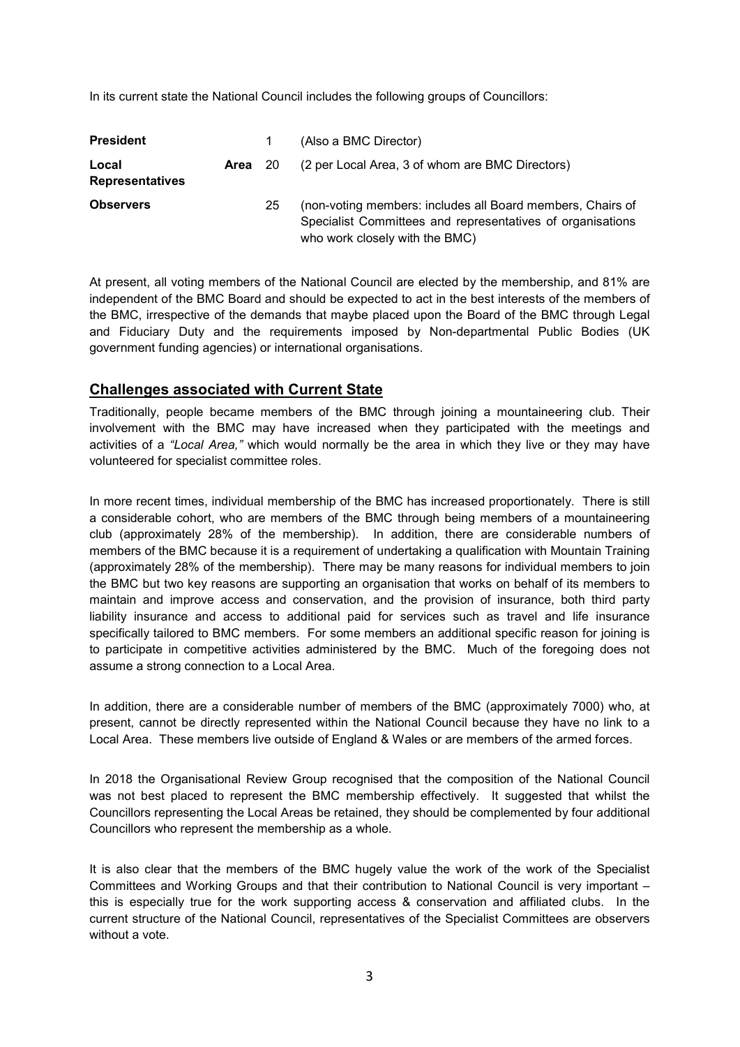In its current state the National Council includes the following groups of Councillors:

| | | |
|---|---|---|
| **President** | 1 | (Also a BMC Director) |
| **Local Area Representatives** | 20 | (2 per Local Area, 3 of whom are BMC Directors) |
| **Observers** | 25 | (non-voting members: includes all Board members, Chairs of Specialist Committees and representatives of organisations who work closely with the BMC) |

At present, all voting members of the National Council are elected by the membership, and 81% are independent of the BMC Board and should be expected to act in the best interests of the members of the BMC, irrespective of the demands that maybe placed upon the Board of the BMC through Legal and Fiduciary Duty and the requirements imposed by Non-departmental Public Bodies (UK government funding agencies) or international organisations.

## Challenges associated with Current State

Traditionally, people became members of the BMC through joining a mountaineering club. Their involvement with the BMC may have increased when they participated with the meetings and activities of a *"Local Area,"* which would normally be the area in which they live or they may have volunteered for specialist committee roles.

In more recent times, individual membership of the BMC has increased proportionately. There is still a considerable cohort, who are members of the BMC through being members of a mountaineering club (approximately 28% of the membership). In addition, there are considerable numbers of members of the BMC because it is a requirement of undertaking a qualification with Mountain Training (approximately 28% of the membership). There may be many reasons for individual members to join the BMC but two key reasons are supporting an organisation that works on behalf of its members to maintain and improve access and conservation, and the provision of insurance, both third party liability insurance and access to additional paid for services such as travel and life insurance specifically tailored to BMC members. For some members an additional specific reason for joining is to participate in competitive activities administered by the BMC. Much of the foregoing does not assume a strong connection to a Local Area.

In addition, there are a considerable number of members of the BMC (approximately 7000) who, at present, cannot be directly represented within the National Council because they have no link to a Local Area. These members live outside of England & Wales or are members of the armed forces.

In 2018 the Organisational Review Group recognised that the composition of the National Council was not best placed to represent the BMC membership effectively. It suggested that whilst the Councillors representing the Local Areas be retained, they should be complemented by four additional Councillors who represent the membership as a whole.

It is also clear that the members of the BMC hugely value the work of the work of the Specialist Committees and Working Groups and that their contribution to National Council is very important – this is especially true for the work supporting access & conservation and affiliated clubs. In the current structure of the National Council, representatives of the Specialist Committees are observers without a vote.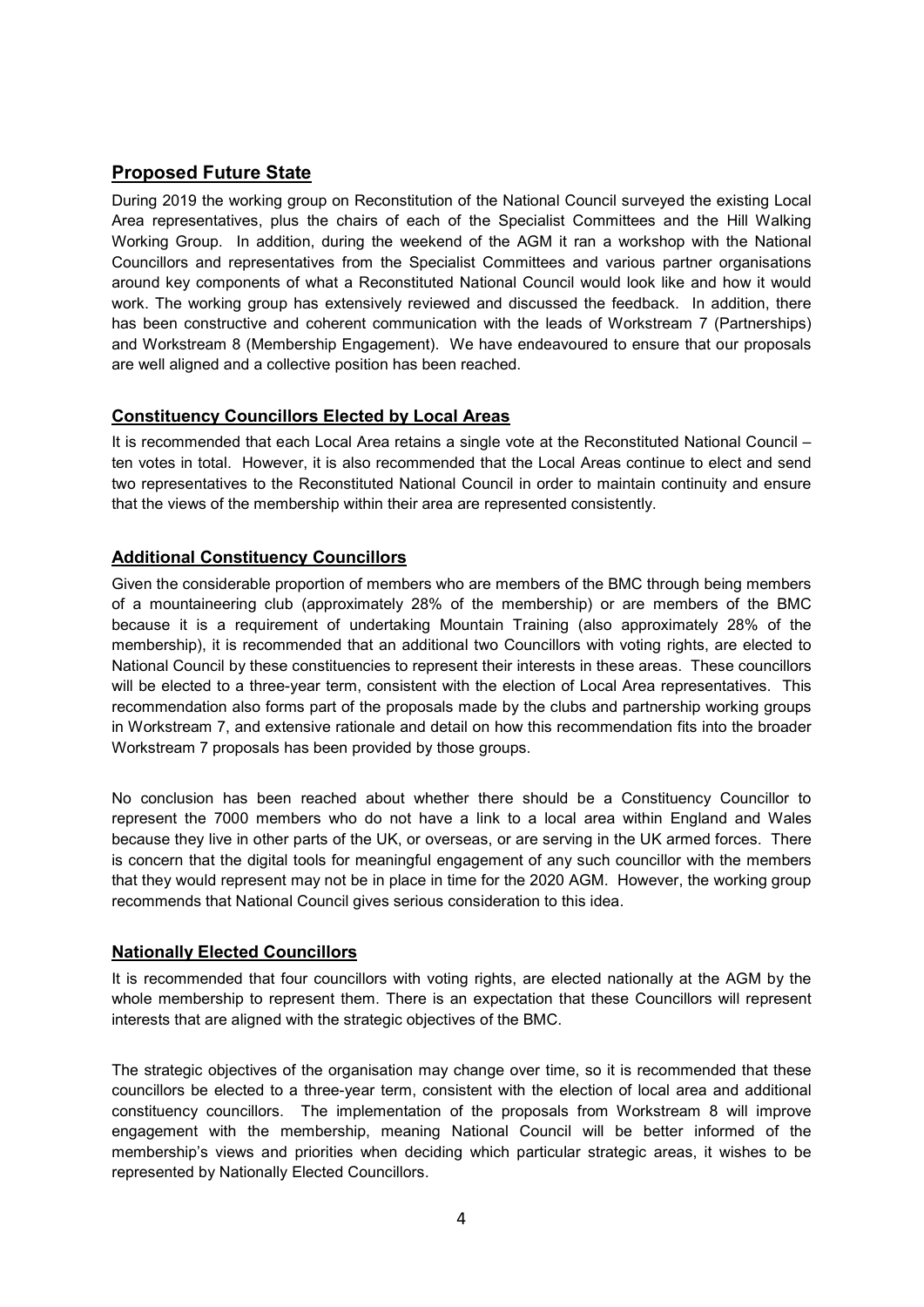## Proposed Future State

During 2019 the working group on Reconstitution of the National Council surveyed the existing Local Area representatives, plus the chairs of each of the Specialist Committees and the Hill Walking Working Group. In addition, during the weekend of the AGM it ran a workshop with the National Councillors and representatives from the Specialist Committees and various partner organisations around key components of what a Reconstituted National Council would look like and how it would work. The working group has extensively reviewed and discussed the feedback. In addition, there has been constructive and coherent communication with the leads of Workstream 7 (Partnerships) and Workstream 8 (Membership Engagement). We have endeavoured to ensure that our proposals are well aligned and a collective position has been reached.

### Constituency Councillors Elected by Local Areas

It is recommended that each Local Area retains a single vote at the Reconstituted National Council – ten votes in total. However, it is also recommended that the Local Areas continue to elect and send two representatives to the Reconstituted National Council in order to maintain continuity and ensure that the views of the membership within their area are represented consistently.

### Additional Constituency Councillors

Given the considerable proportion of members who are members of the BMC through being members of a mountaineering club (approximately 28% of the membership) or are members of the BMC because it is a requirement of undertaking Mountain Training (also approximately 28% of the membership), it is recommended that an additional two Councillors with voting rights, are elected to National Council by these constituencies to represent their interests in these areas. These councillors will be elected to a three-year term, consistent with the election of Local Area representatives. This recommendation also forms part of the proposals made by the clubs and partnership working groups in Workstream 7, and extensive rationale and detail on how this recommendation fits into the broader Workstream 7 proposals has been provided by those groups.

No conclusion has been reached about whether there should be a Constituency Councillor to represent the 7000 members who do not have a link to a local area within England and Wales because they live in other parts of the UK, or overseas, or are serving in the UK armed forces. There is concern that the digital tools for meaningful engagement of any such councillor with the members that they would represent may not be in place in time for the 2020 AGM. However, the working group recommends that National Council gives serious consideration to this idea.

### Nationally Elected Councillors

It is recommended that four councillors with voting rights, are elected nationally at the AGM by the whole membership to represent them. There is an expectation that these Councillors will represent interests that are aligned with the strategic objectives of the BMC.

The strategic objectives of the organisation may change over time, so it is recommended that these councillors be elected to a three-year term, consistent with the election of local area and additional constituency councillors. The implementation of the proposals from Workstream 8 will improve engagement with the membership, meaning National Council will be better informed of the membership's views and priorities when deciding which particular strategic areas, it wishes to be represented by Nationally Elected Councillors.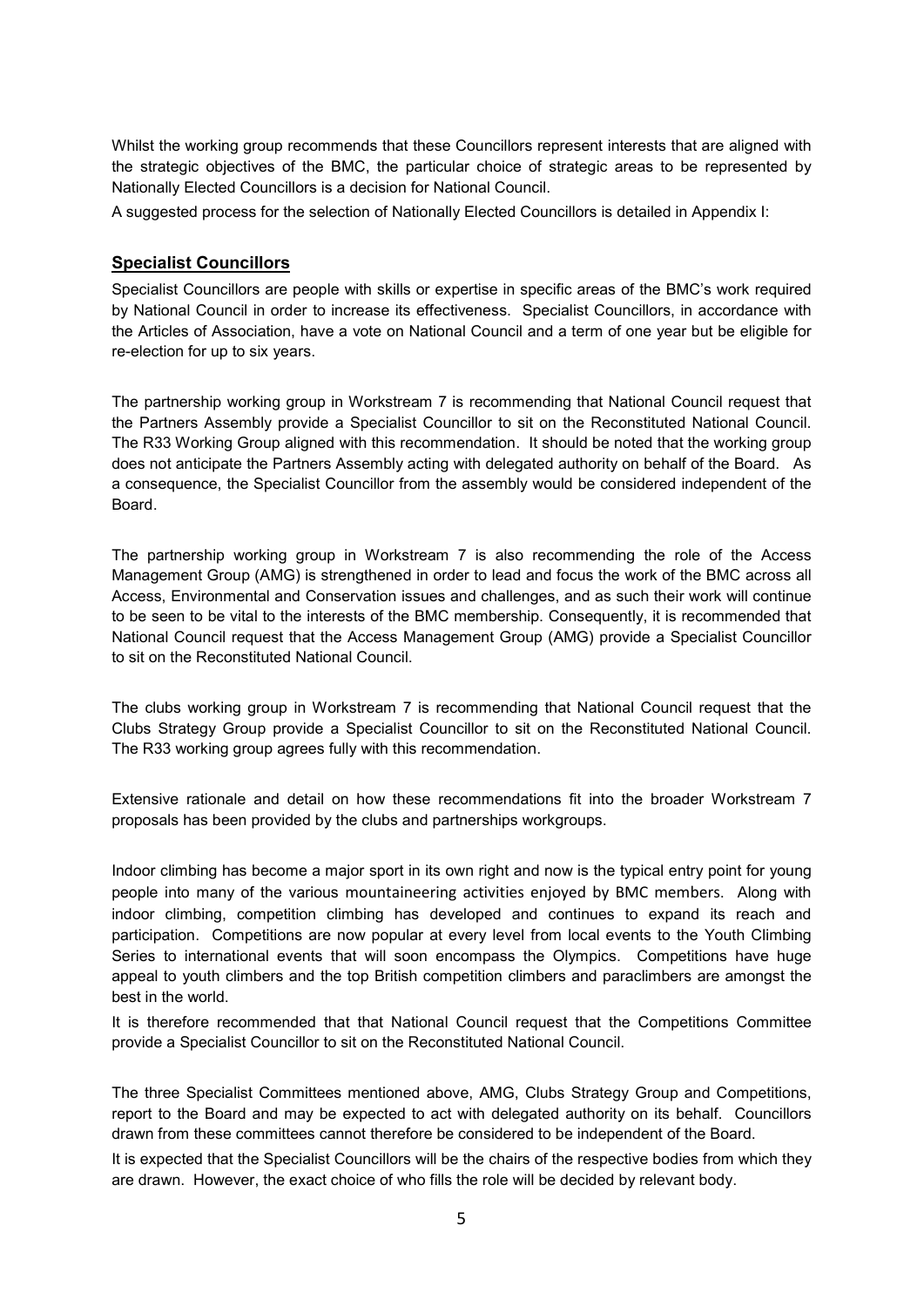Whilst the working group recommends that these Councillors represent interests that are aligned with the strategic objectives of the BMC, the particular choice of strategic areas to be represented by Nationally Elected Councillors is a decision for National Council.

A suggested process for the selection of Nationally Elected Councillors is detailed in Appendix I:

## Specialist Councillors

Specialist Councillors are people with skills or expertise in specific areas of the BMC's work required by National Council in order to increase its effectiveness. Specialist Councillors, in accordance with the Articles of Association, have a vote on National Council and a term of one year but be eligible for re-election for up to six years.

The partnership working group in Workstream 7 is recommending that National Council request that the Partners Assembly provide a Specialist Councillor to sit on the Reconstituted National Council. The R33 Working Group aligned with this recommendation. It should be noted that the working group does not anticipate the Partners Assembly acting with delegated authority on behalf of the Board. As a consequence, the Specialist Councillor from the assembly would be considered independent of the Board.

The partnership working group in Workstream 7 is also recommending the role of the Access Management Group (AMG) is strengthened in order to lead and focus the work of the BMC across all Access, Environmental and Conservation issues and challenges, and as such their work will continue to be seen to be vital to the interests of the BMC membership. Consequently, it is recommended that National Council request that the Access Management Group (AMG) provide a Specialist Councillor to sit on the Reconstituted National Council.

The clubs working group in Workstream 7 is recommending that National Council request that the Clubs Strategy Group provide a Specialist Councillor to sit on the Reconstituted National Council. The R33 working group agrees fully with this recommendation.

Extensive rationale and detail on how these recommendations fit into the broader Workstream 7 proposals has been provided by the clubs and partnerships workgroups.

Indoor climbing has become a major sport in its own right and now is the typical entry point for young people into many of the various mountaineering activities enjoyed by BMC members. Along with indoor climbing, competition climbing has developed and continues to expand its reach and participation. Competitions are now popular at every level from local events to the Youth Climbing Series to international events that will soon encompass the Olympics. Competitions have huge appeal to youth climbers and the top British competition climbers and paraclimbers are amongst the best in the world.

It is therefore recommended that that National Council request that the Competitions Committee provide a Specialist Councillor to sit on the Reconstituted National Council.

The three Specialist Committees mentioned above, AMG, Clubs Strategy Group and Competitions, report to the Board and may be expected to act with delegated authority on its behalf. Councillors drawn from these committees cannot therefore be considered to be independent of the Board.

It is expected that the Specialist Councillors will be the chairs of the respective bodies from which they are drawn. However, the exact choice of who fills the role will be decided by relevant body.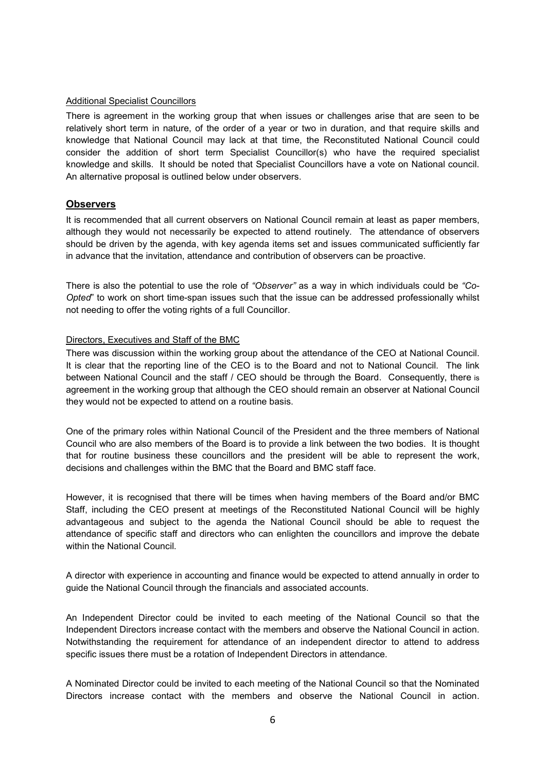Additional Specialist Councillors

There is agreement in the working group that when issues or challenges arise that are seen to be relatively short term in nature, of the order of a year or two in duration, and that require skills and knowledge that National Council may lack at that time, the Reconstituted National Council could consider the addition of short term Specialist Councillor(s) who have the required specialist knowledge and skills. It should be noted that Specialist Councillors have a vote on National council. An alternative proposal is outlined below under observers.

## Observers

It is recommended that all current observers on National Council remain at least as paper members, although they would not necessarily be expected to attend routinely. The attendance of observers should be driven by the agenda, with key agenda items set and issues communicated sufficiently far in advance that the invitation, attendance and contribution of observers can be proactive.

There is also the potential to use the role of *"Observer"* as a way in which individuals could be *"Co-Opted*" to work on short time-span issues such that the issue can be addressed professionally whilst not needing to offer the voting rights of a full Councillor.

Directors, Executives and Staff of the BMC

There was discussion within the working group about the attendance of the CEO at National Council. It is clear that the reporting line of the CEO is to the Board and not to National Council. The link between National Council and the staff / CEO should be through the Board. Consequently, there is agreement in the working group that although the CEO should remain an observer at National Council they would not be expected to attend on a routine basis.

One of the primary roles within National Council of the President and the three members of National Council who are also members of the Board is to provide a link between the two bodies. It is thought that for routine business these councillors and the president will be able to represent the work, decisions and challenges within the BMC that the Board and BMC staff face.

However, it is recognised that there will be times when having members of the Board and/or BMC Staff, including the CEO present at meetings of the Reconstituted National Council will be highly advantageous and subject to the agenda the National Council should be able to request the attendance of specific staff and directors who can enlighten the councillors and improve the debate within the National Council.

A director with experience in accounting and finance would be expected to attend annually in order to guide the National Council through the financials and associated accounts.

An Independent Director could be invited to each meeting of the National Council so that the Independent Directors increase contact with the members and observe the National Council in action. Notwithstanding the requirement for attendance of an independent director to attend to address specific issues there must be a rotation of Independent Directors in attendance.

A Nominated Director could be invited to each meeting of the National Council so that the Nominated Directors increase contact with the members and observe the National Council in action.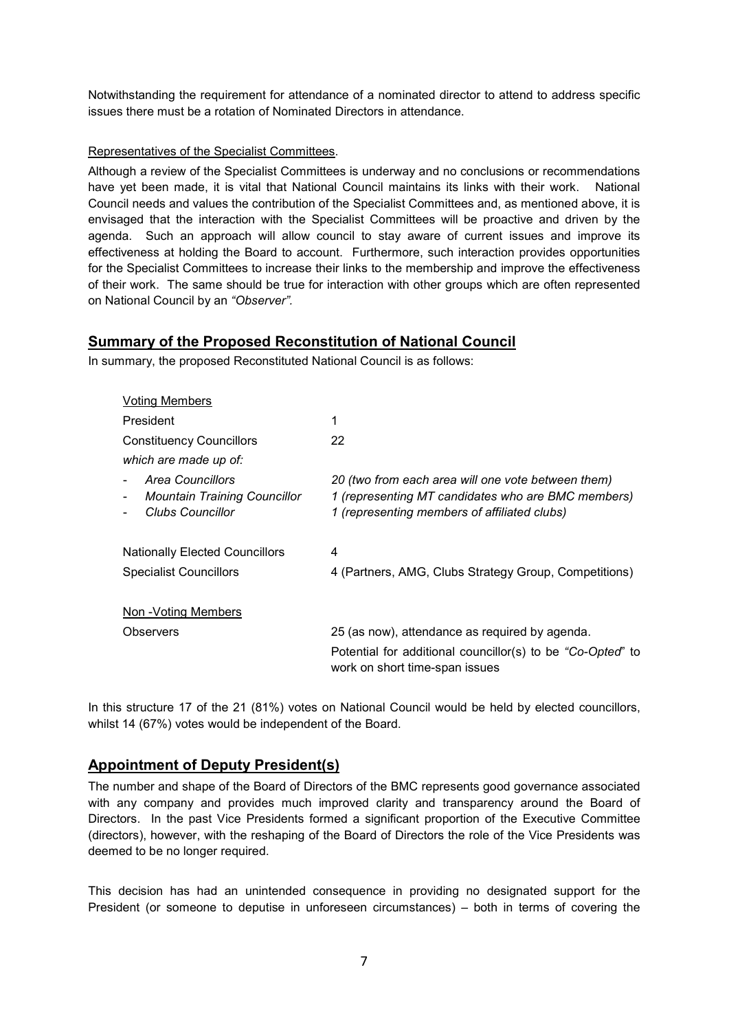Notwithstanding the requirement for attendance of a nominated director to attend to address specific issues there must be a rotation of Nominated Directors in attendance.

Representatives of the Specialist Committees.

Although a review of the Specialist Committees is underway and no conclusions or recommendations have yet been made, it is vital that National Council maintains its links with their work. National Council needs and values the contribution of the Specialist Committees and, as mentioned above, it is envisaged that the interaction with the Specialist Committees will be proactive and driven by the agenda. Such an approach will allow council to stay aware of current issues and improve its effectiveness at holding the Board to account. Furthermore, such interaction provides opportunities for the Specialist Committees to increase their links to the membership and improve the effectiveness of their work. The same should be true for interaction with other groups which are often represented on National Council by an *"Observer"*.

## Summary of the Proposed Reconstitution of National Council

In summary, the proposed Reconstituted National Council is as follows:

| | |
|---|---|
| Voting Members | |
| President | 1 |
| Constituency Councillors | 22 |
| *which are made up of:* | |
| - *Area Councillors* | *20 (two from each area will one vote between them)* |
| - *Mountain Training Councillor* | *1 (representing MT candidates who are BMC members)* |
| - *Clubs Councillor* | *1 (representing members of affiliated clubs)* |
| Nationally Elected Councillors | 4 |
| Specialist Councillors | 4 (Partners, AMG, Clubs Strategy Group, Competitions) |
| Non -Voting Members | |
| Observers | 25 (as now), attendance as required by agenda. |
| | Potential for additional councillor(s) to be *"Co-Opted"* to work on short time-span issues |

In this structure 17 of the 21 (81%) votes on National Council would be held by elected councillors, whilst 14 (67%) votes would be independent of the Board.

## Appointment of Deputy President(s)

The number and shape of the Board of Directors of the BMC represents good governance associated with any company and provides much improved clarity and transparency around the Board of Directors. In the past Vice Presidents formed a significant proportion of the Executive Committee (directors), however, with the reshaping of the Board of Directors the role of the Vice Presidents was deemed to be no longer required.

This decision has had an unintended consequence in providing no designated support for the President (or someone to deputise in unforeseen circumstances) – both in terms of covering the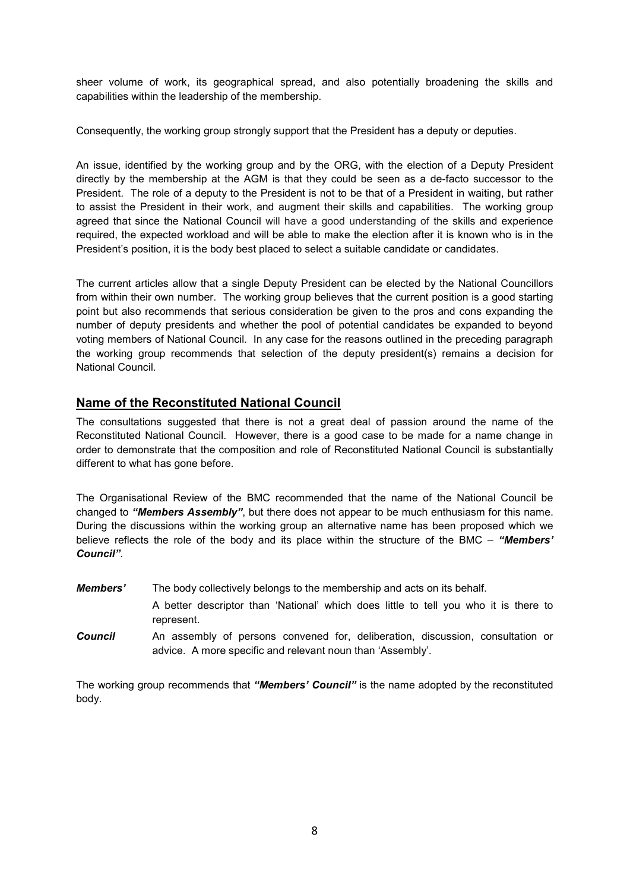sheer volume of work, its geographical spread, and also potentially broadening the skills and capabilities within the leadership of the membership.

Consequently, the working group strongly support that the President has a deputy or deputies.

An issue, identified by the working group and by the ORG, with the election of a Deputy President directly by the membership at the AGM is that they could be seen as a de-facto successor to the President. The role of a deputy to the President is not to be that of a President in waiting, but rather to assist the President in their work, and augment their skills and capabilities. The working group agreed that since the National Council will have a good understanding of the skills and experience required, the expected workload and will be able to make the election after it is known who is in the President's position, it is the body best placed to select a suitable candidate or candidates.

The current articles allow that a single Deputy President can be elected by the National Councillors from within their own number. The working group believes that the current position is a good starting point but also recommends that serious consideration be given to the pros and cons expanding the number of deputy presidents and whether the pool of potential candidates be expanded to beyond voting members of National Council. In any case for the reasons outlined in the preceding paragraph the working group recommends that selection of the deputy president(s) remains a decision for National Council.

## Name of the Reconstituted National Council

The consultations suggested that there is not a great deal of passion around the name of the Reconstituted National Council. However, there is a good case to be made for a name change in order to demonstrate that the composition and role of Reconstituted National Council is substantially different to what has gone before.

The Organisational Review of the BMC recommended that the name of the National Council be changed to ***"Members Assembly"***, but there does not appear to be much enthusiasm for this name. During the discussions within the working group an alternative name has been proposed which we believe reflects the role of the body and its place within the structure of the BMC – ***"Members' Council"***.

***Members'*** The body collectively belongs to the membership and acts on its behalf.

A better descriptor than 'National' which does little to tell you who it is there to represent.

***Council*** An assembly of persons convened for, deliberation, discussion, consultation or advice. A more specific and relevant noun than 'Assembly'.

The working group recommends that ***"Members' Council"*** is the name adopted by the reconstituted body.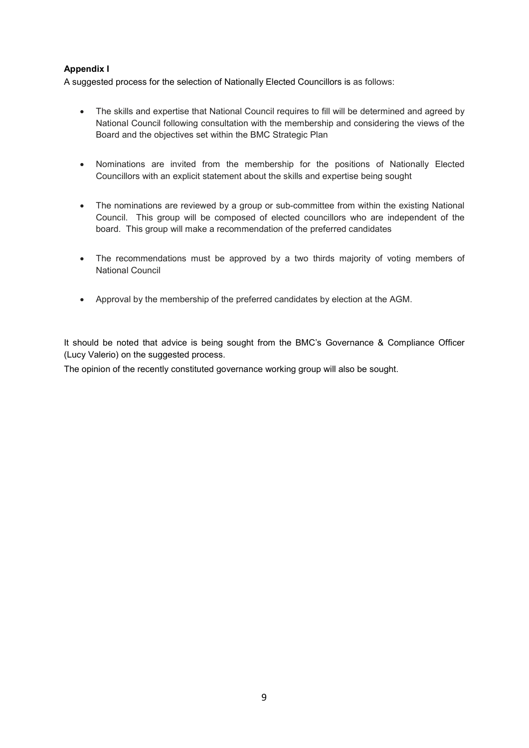**Appendix I**

A suggested process for the selection of Nationally Elected Councillors is as follows:

- The skills and expertise that National Council requires to fill will be determined and agreed by National Council following consultation with the membership and considering the views of the Board and the objectives set within the BMC Strategic Plan

- Nominations are invited from the membership for the positions of Nationally Elected Councillors with an explicit statement about the skills and expertise being sought

- The nominations are reviewed by a group or sub-committee from within the existing National Council. This group will be composed of elected councillors who are independent of the board. This group will make a recommendation of the preferred candidates

- The recommendations must be approved by a two thirds majority of voting members of National Council

- Approval by the membership of the preferred candidates by election at the AGM.

It should be noted that advice is being sought from the BMC's Governance & Compliance Officer (Lucy Valerio) on the suggested process.

The opinion of the recently constituted governance working group will also be sought.